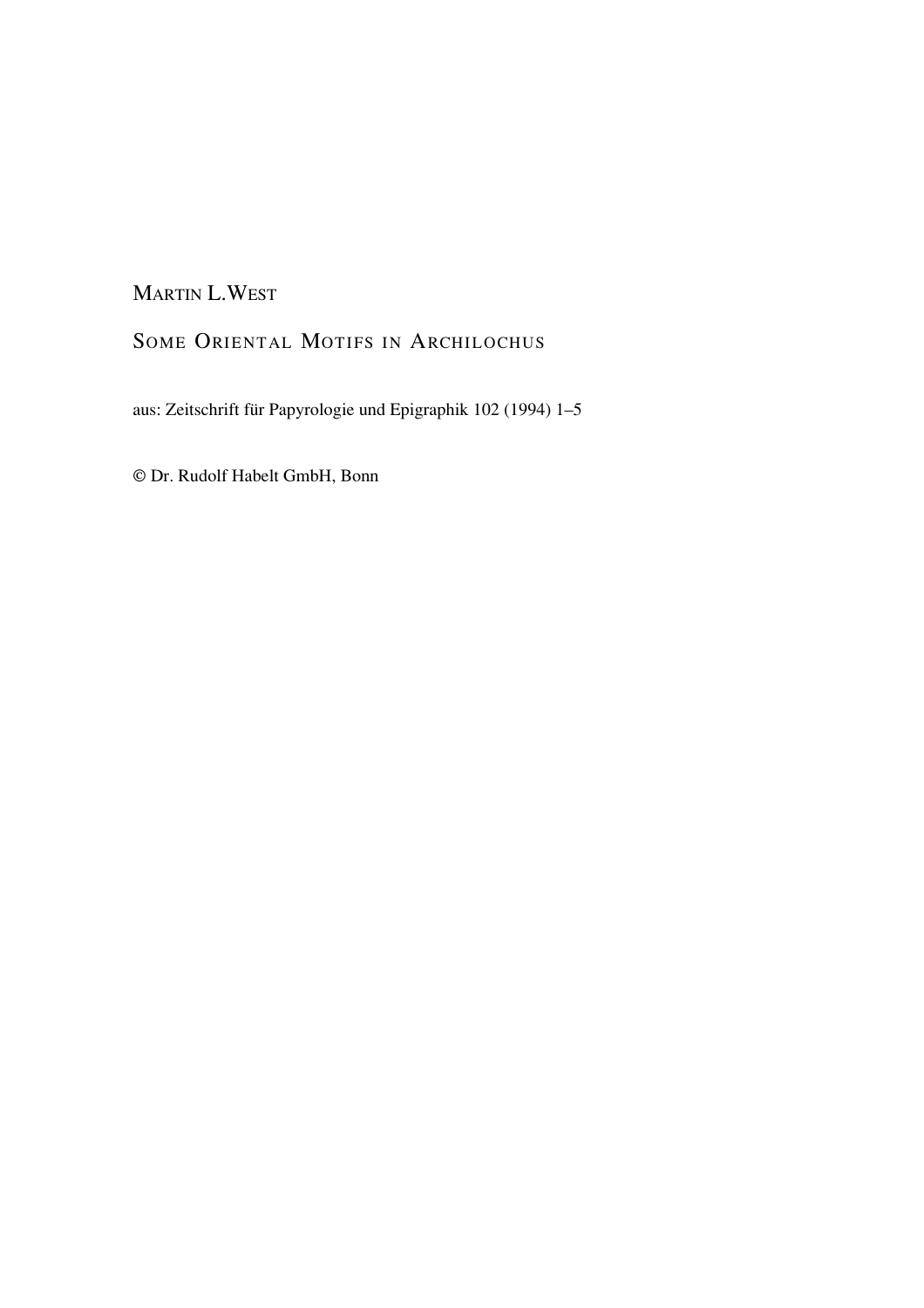MARTIN L. WEST

# SOME ORIENTAL MOTIFS IN ARCHILOCHUS

aus: Zeitschrift für Papyrologie und Epigraphik 102 (1994) 1–5

© Dr. Rudolf Habelt GmbH, Bonn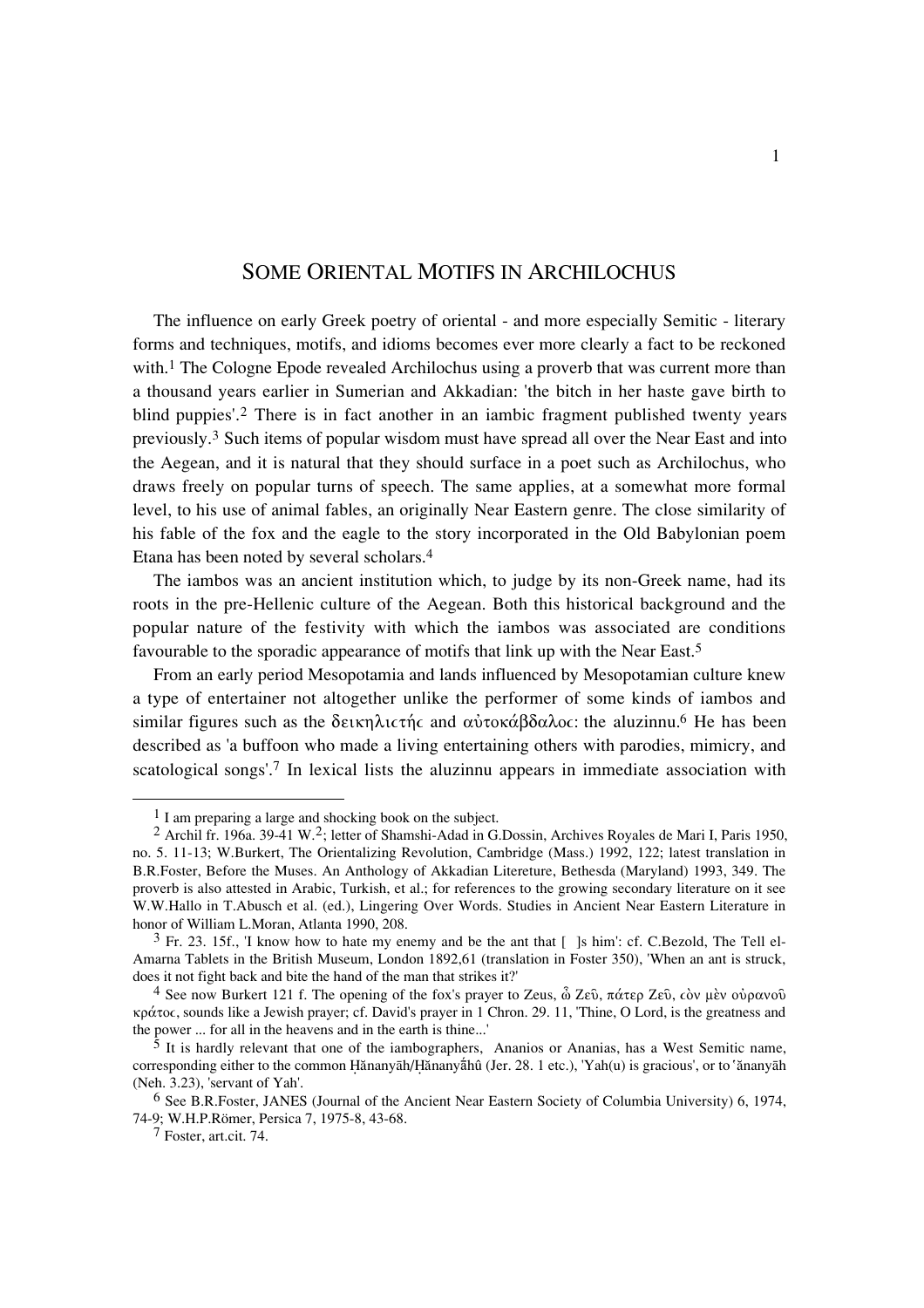# Some Oriental Motifs in Archilochus

The influence on early Greek poetry of oriental - and more especially Semitic - literary forms and techniques, motifs, and idioms becomes ever more clearly a fact to be reckoned with.[1] The Cologne Epode revealed Archilochus using a proverb that was current more than a thousand years earlier in Sumerian and Akkadian: 'the bitch in her haste gave birth to blind puppies'.[2] There is in fact another in an iambic fragment published twenty years previously.[3] Such items of popular wisdom must have spread all over the Near East and into the Aegean, and it is natural that they should surface in a poet such as Archilochus, who draws freely on popular turns of speech. The same applies, at a somewhat more formal level, to his use of animal fables, an originally Near Eastern genre. The close similarity of his fable of the fox and the eagle to the story incorporated in the Old Babylonian poem Etana has been noted by several scholars.[4]

The iambos was an ancient institution which, to judge by its non-Greek name, had its roots in the pre-Hellenic culture of the Aegean. Both this historical background and the popular nature of the festivity with which the iambos was associated are conditions favourable to the sporadic appearance of motifs that link up with the Near East.[5]

From an early period Mesopotamia and lands influenced by Mesopotamian culture knew a type of entertainer not altogether unlike the performer of some kinds of iambos and similar figures such as the δεικηλιστής and αὐτοκάβδαλος: the aluzinnu.[6] He has been described as 'a buffoon who made a living entertaining others with parodies, mimicry, and scatological songs'.[7] In lexical lists the aluzinnu appears in immediate association with

---

[1] I am preparing a large and shocking book on the subject.

[2] Archil fr. 196a. 39-41 W.[2]; letter of Shamshi-Adad in G.Dossin, Archives Royales de Mari I, Paris 1950, no. 5. 11-13; W.Burkert, The Orientalizing Revolution, Cambridge (Mass.) 1992, 122; latest translation in B.R.Foster, Before the Muses. An Anthology of Akkadian Litereture, Bethesda (Maryland) 1993, 349. The proverb is also attested in Arabic, Turkish, et al.; for references to the growing secondary literature on it see W.W.Hallo in T.Abusch et al. (ed.), Lingering Over Words. Studies in Ancient Near Eastern Literature in honor of William L.Moran, Atlanta 1990, 208.

[3] Fr. 23. 15f., 'I know how to hate my enemy and be the ant that [ ]s him': cf. C.Bezold, The Tell el-Amarna Tablets in the British Museum, London 1892,61 (translation in Foster 350), 'When an ant is struck, does it not fight back and bite the hand of the man that strikes it?'

[4] See now Burkert 121 f. The opening of the fox's prayer to Zeus, ὦ Ζεῦ, πάτερ Ζεῦ, cὸν μὲν οὐρανοῦ κράτοc, sounds like a Jewish prayer; cf. David's prayer in 1 Chron. 29. 11, 'Thine, O Lord, is the greatness and the power ... for all in the heavens and in the earth is thine...'

[5] It is hardly relevant that one of the iambographers, Ananios or Ananias, has a West Semitic name, corresponding either to the common Ḥănanyāh/Ḥănanyāhû (Jer. 28. 1 etc.), 'Yah(u) is gracious', or to 'ănanyāh (Neh. 3.23), 'servant of Yah'.

[6] See B.R.Foster, JANES (Journal of the Ancient Near Eastern Society of Columbia University) 6, 1974, 74-9; W.H.P.Römer, Persica 7, 1975-8, 43-68.

[7] Foster, art.cit. 74.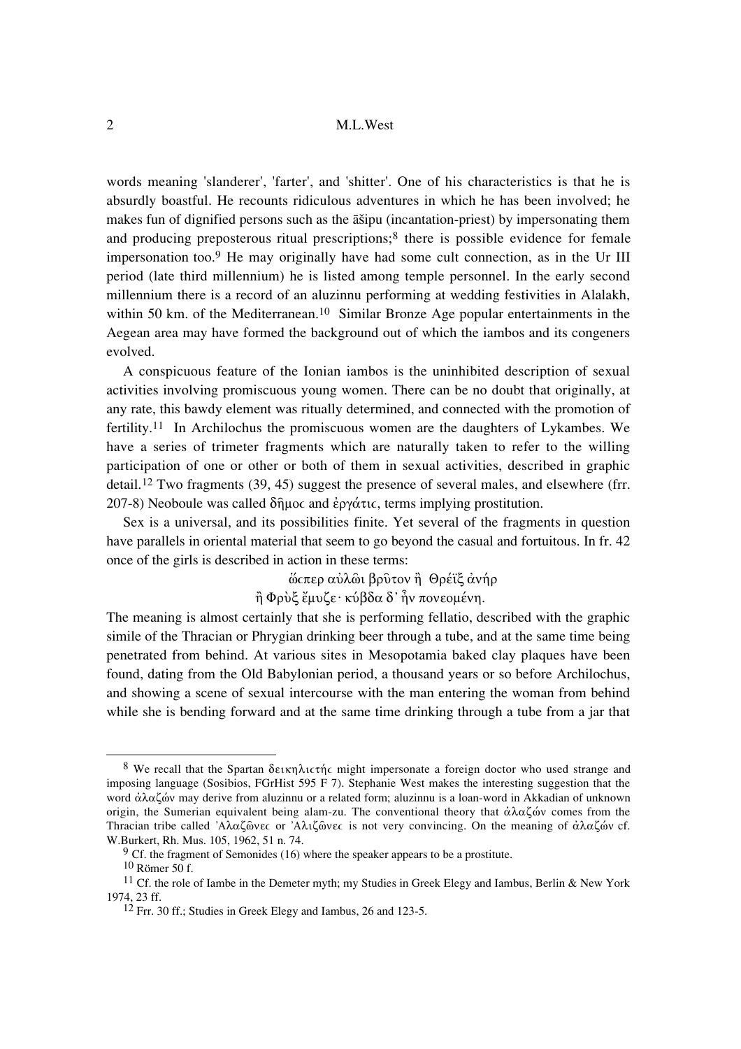words meaning 'slanderer', 'farter', and 'shitter'. One of his characteristics is that he is absurdly boastful. He recounts ridiculous adventures in which he has been involved; he makes fun of dignified persons such as the āšipu (incantation-priest) by impersonating them and producing preposterous ritual prescriptions;[8] there is possible evidence for female impersonation too.[9] He may originally have had some cult connection, as in the Ur III period (late third millennium) he is listed among temple personnel. In the early second millennium there is a record of an aluzinnu performing at wedding festivities in Alalakh, within 50 km. of the Mediterranean.[10] Similar Bronze Age popular entertainments in the Aegean area may have formed the background out of which the iambos and its congeners evolved.

A conspicuous feature of the Ionian iambos is the uninhibited description of sexual activities involving promiscuous young women. There can be no doubt that originally, at any rate, this bawdy element was ritually determined, and connected with the promotion of fertility.[11] In Archilochus the promiscuous women are the daughters of Lykambes. We have a series of trimeter fragments which are naturally taken to refer to the willing participation of one or other or both of them in sexual activities, described in graphic detail.[12] Two fragments (39, 45) suggest the presence of several males, and elsewhere (frr. 207-8) Neoboule was called δῆμοϲ and ἐργάτιϲ, terms implying prostitution.

Sex is a universal, and its possibilities finite. Yet several of the fragments in question have parallels in oriental material that seem to go beyond the casual and fortuitous. In fr. 42 once of the girls is described in action in these terms:

ὥϲπερ αὐλῶι βρῦτον ἢ Θρέϊξ ἀνὴρ
ἢ Φρὺξ ἔμυζε· κύβδα δ᾽ ἦν πονεομένη.

The meaning is almost certainly that she is performing fellatio, described with the graphic simile of the Thracian or Phrygian drinking beer through a tube, and at the same time being penetrated from behind. At various sites in Mesopotamia baked clay plaques have been found, dating from the Old Babylonian period, a thousand years or so before Archilochus, and showing a scene of sexual intercourse with the man entering the woman from behind while she is bending forward and at the same time drinking through a tube from a jar that

---

[8] We recall that the Spartan δεικηλιϲτήϲ might impersonate a foreign doctor who used strange and imposing language (Sosibios, FGrHist 595 F 7). Stephanie West makes the interesting suggestion that the word ἀλαζών may derive from aluzinnu or a related form; aluzinnu is a loan-word in Akkadian of unknown origin, the Sumerian equivalent being alam-zu. The conventional theory that ἀλαζών comes from the Thracian tribe called Ἀλαζῶνεϲ or Ἀλιζῶνεϲ is not very convincing. On the meaning of ἀλαζών cf. W.Burkert, Rh. Mus. 105, 1962, 51 n. 74.

[9] Cf. the fragment of Semonides (16) where the speaker appears to be a prostitute.

[10] Römer 50 f.

[11] Cf. the role of Iambe in the Demeter myth; my Studies in Greek Elegy and Iambus, Berlin & New York 1974, 23 ff.

[12] Frr. 30 ff.; Studies in Greek Elegy and Iambus, 26 and 123-5.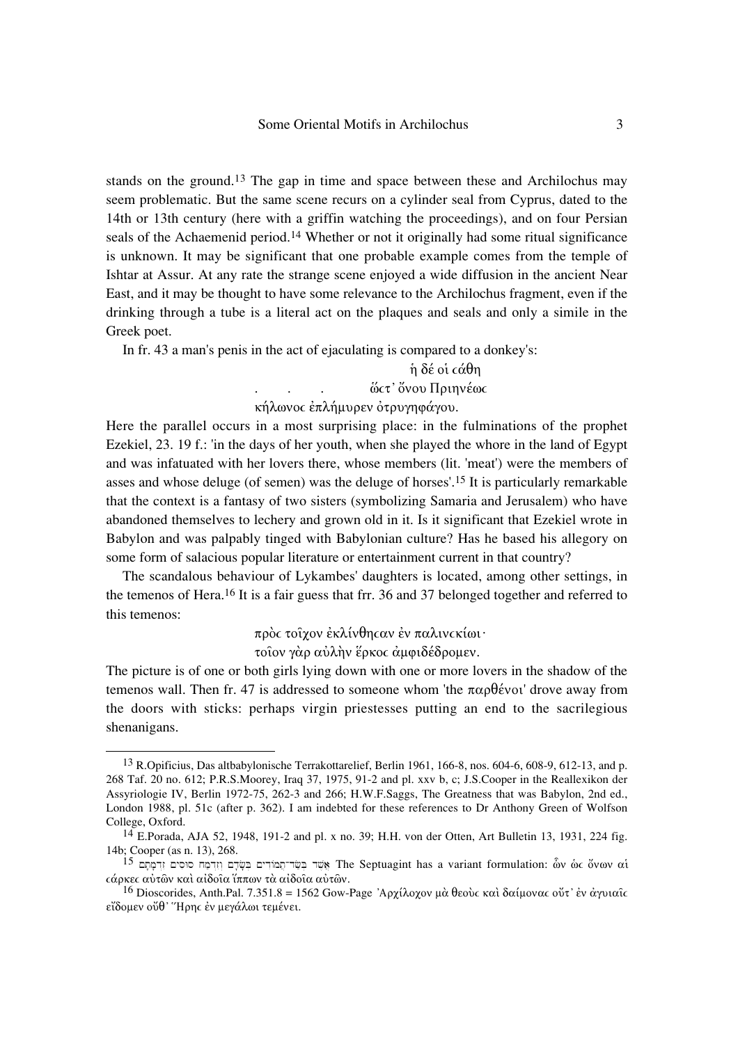stands on the ground.[13] The gap in time and space between these and Archilochus may seem problematic. But the same scene recurs on a cylinder seal from Cyprus, dated to the 14th or 13th century (here with a griffin watching the proceedings), and on four Persian seals of the Achaemenid period.[14] Whether or not it originally had some ritual significance is unknown. It may be significant that one probable example comes from the temple of Ishtar at Assur. At any rate the strange scene enjoyed a wide diffusion in the ancient Near East, and it may be thought to have some relevance to the Archilochus fragment, even if the drinking through a tube is a literal act on the plaques and seals and only a simile in the Greek poet.

In fr. 43 a man's penis in the act of ejaculating is compared to a donkey's:

ἡ δέ οἱ ϲάθη
. . . ὥϲτ᾽ ὄνου Πριηνέωϲ
κήλωνοϲ ἐπλήμυρεν ὀτρυγηφάγου.

Here the parallel occurs in a most surprising place: in the fulminations of the prophet Ezekiel, 23. 19 f.: 'in the days of her youth, when she played the whore in the land of Egypt and was infatuated with her lovers there, whose members (lit. 'meat') were the members of asses and whose deluge (of semen) was the deluge of horses'.[15] It is particularly remarkable that the context is a fantasy of two sisters (symbolizing Samaria and Jerusalem) who have abandoned themselves to lechery and grown old in it. Is it significant that Ezekiel wrote in Babylon and was palpably tinged with Babylonian culture? Has he based his allegory on some form of salacious popular literature or entertainment current in that country?

The scandalous behaviour of Lykambes' daughters is located, among other settings, in the temenos of Hera.[16] It is a fair guess that frr. 36 and 37 belonged together and referred to this temenos:

πρὸϲ τοῖχον ἐκλίνθηϲαν ἐν παλινϲκίωι·
τοῖον γὰρ αὐλὴν ἕρκοϲ ἀμφιδέδρομεν.

The picture is of one or both girls lying down with one or more lovers in the shadow of the temenos wall. Then fr. 47 is addressed to someone whom 'the παρθένοι' drove away from the doors with sticks: perhaps virgin priestesses putting an end to the sacrilegious shenanigans.

---

[13] R.Opificius, Das altbabylonische Terrakottarelief, Berlin 1961, 166-8, nos. 604-6, 608-9, 612-13, and p. 268 Taf. 20 no. 612; P.R.S.Moorey, Iraq 37, 1975, 91-2 and pl. xxv b, c; J.S.Cooper in the Reallexikon der Assyriologie IV, Berlin 1972-75, 262-3 and 266; H.W.F.Saggs, The Greatness that was Babylon, 2nd ed., London 1988, pl. 51c (after p. 362). I am indebted for these references to Dr Anthony Green of Wolfson College, Oxford.

[14] E.Porada, AJA 52, 1948, 191-2 and pl. x no. 39; H.H. von der Otten, Art Bulletin 13, 1931, 224 fig. 14b; Cooper (as n. 13), 268.

[15] אֲשֶׁר בְּשַׂר־חֲמוֹרִים בְּשָׂרָם וְזִרְמַת סוּסִים זִרְמָתָם The Septuagint has a variant formulation: ὧν ὡϲ ὄνων αἱ ϲάρκεϲ αὐτῶν καὶ αἰδοῖα ἵππων τὰ αἰδοῖα αὐτῶν.

[16] Dioscorides, Anth.Pal. 7.351.8 = 1562 Gow-Page Ἀρχίλοχον μὰ θεοὺϲ καὶ δαίμοναϲ οὔτ᾽ ἐν ἀγυιαῖϲ εἴδομεν οὔθ᾽ Ἥρηϲ ἐν μεγάλωι τεμένει.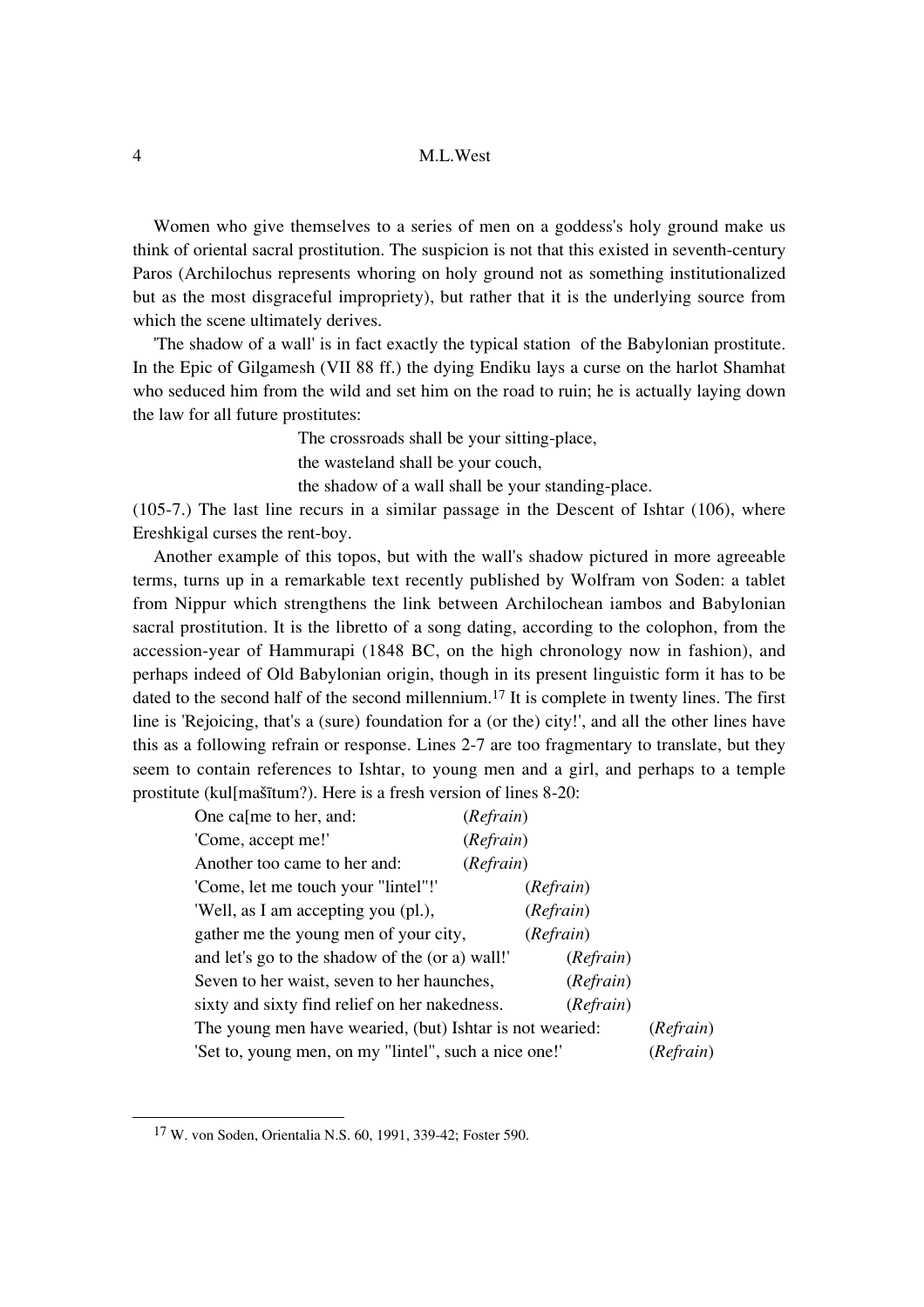Women who give themselves to a series of men on a goddess's holy ground make us think of oriental sacral prostitution. The suspicion is not that this existed in seventh-century Paros (Archilochus represents whoring on holy ground not as something institutionalized but as the most disgraceful impropriety), but rather that it is the underlying source from which the scene ultimately derives.

'The shadow of a wall' is in fact exactly the typical station of the Babylonian prostitute. In the Epic of Gilgamesh (VII 88 ff.) the dying Endiku lays a curse on the harlot Shamhat who seduced him from the wild and set him on the road to ruin; he is actually laying down the law for all future prostitutes:

> The crossroads shall be your sitting-place,
> the wasteland shall be your couch,
> the shadow of a wall shall be your standing-place.

(105-7.) The last line recurs in a similar passage in the Descent of Ishtar (106), where Ereshkigal curses the rent-boy.

Another example of this topos, but with the wall's shadow pictured in more agreeable terms, turns up in a remarkable text recently published by Wolfram von Soden: a tablet from Nippur which strengthens the link between Archilochean iambos and Babylonian sacral prostitution. It is the libretto of a song dating, according to the colophon, from the accession-year of Hammurapi (1848 BC, on the high chronology now in fashion), and perhaps indeed of Old Babylonian origin, though in its present linguistic form it has to be dated to the second half of the second millennium.[17] It is complete in twenty lines. The first line is 'Rejoicing, that's a (sure) foundation for a (or the) city!', and all the other lines have this as a following refrain or response. Lines 2-7 are too fragmentary to translate, but they seem to contain references to Ishtar, to young men and a girl, and perhaps to a temple prostitute (kul[mašītum?). Here is a fresh version of lines 8-20:

> One ca[me to her, and: (*Refrain*)
> 'Come, accept me!' (*Refrain*)
> Another too came to her and: (*Refrain*)
> 'Come, let me touch your "lintel"!' (*Refrain*)
> 'Well, as I am accepting you (pl.), (*Refrain*)
> gather me the young men of your city, (*Refrain*)
> and let's go to the shadow of the (or a) wall!' (*Refrain*)
> Seven to her waist, seven to her haunches, (*Refrain*)
> sixty and sixty find relief on her nakedness. (*Refrain*)
> The young men have wearied, (but) Ishtar is not wearied: (*Refrain*)
> 'Set to, young men, on my "lintel", such a nice one!' (*Refrain*)

---

[17] W. von Soden, Orientalia N.S. 60, 1991, 339-42; Foster 590.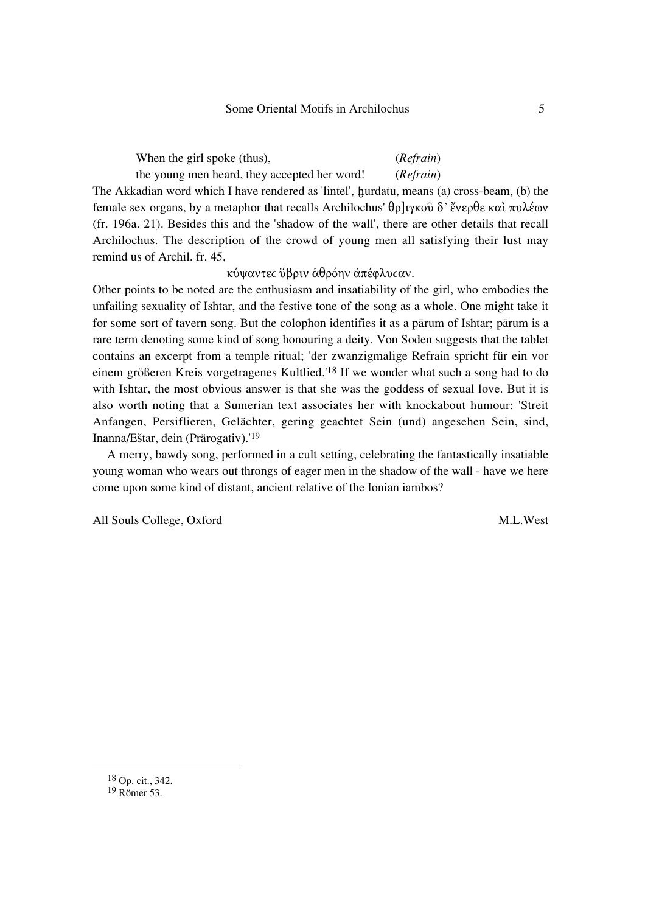When the girl spoke (thus), (*Refrain*)
the young men heard, they accepted her word! (*Refrain*)

The Akkadian word which I have rendered as 'lintel', ḫurdatu, means (a) cross-beam, (b) the female sex organs, by a metaphor that recalls Archilochus' θρ]ιγκοῦ δ᾽ ἔνερθε καὶ πυλέων (fr. 196a. 21). Besides this and the 'shadow of the wall', there are other details that recall Archilochus. The description of the crowd of young men all satisfying their lust may remind us of Archil. fr. 45,

κύψαντες ὕβριν ἀθρόην ἀπέφλυσαν.

Other points to be noted are the enthusiasm and insatiability of the girl, who embodies the unfailing sexuality of Ishtar, and the festive tone of the song as a whole. One might take it for some sort of tavern song. But the colophon identifies it as a pārum of Ishtar; pārum is a rare term denoting some kind of song honouring a deity. Von Soden suggests that the tablet contains an excerpt from a temple ritual; 'der zwanzigmalige Refrain spricht für ein vor einem größeren Kreis vorgetragenes Kultlied.'[18] If we wonder what such a song had to do with Ishtar, the most obvious answer is that she was the goddess of sexual love. But it is also worth noting that a Sumerian text associates her with knockabout humour: 'Streit Anfangen, Persiflieren, Gelächter, gering geachtet Sein (und) angesehen Sein, sind, Inanna/Eštar, dein (Prärogativ).'[19]

A merry, bawdy song, performed in a cult setting, celebrating the fantastically insatiable young woman who wears out throngs of eager men in the shadow of the wall - have we here come upon some kind of distant, ancient relative of the Ionian iambos?

All Souls College, Oxford M.L.West

---

[18] Op. cit., 342.

[19] Römer 53.